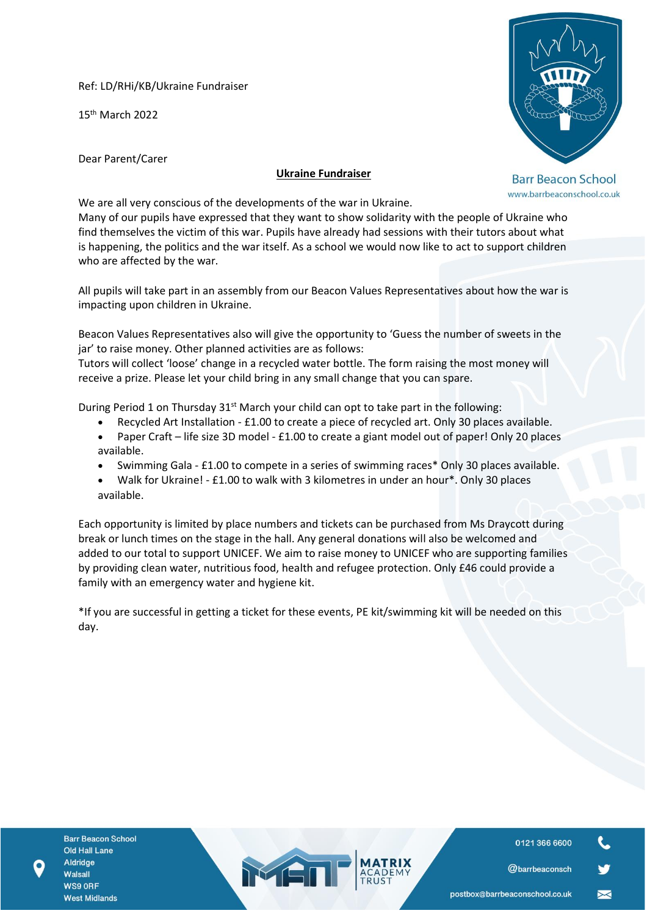Ref: LD/RHi/KB/Ukraine Fundraiser

15th March 2022

Barr Beacon School
www.barrbeaconschool.co.uk

Dear Parent/Carer

## Ukraine Fundraiser

We are all very conscious of the developments of the war in Ukraine.
Many of our pupils have expressed that they want to show solidarity with the people of Ukraine who find themselves the victim of this war. Pupils have already had sessions with their tutors about what is happening, the politics and the war itself. As a school we would now like to act to support children who are affected by the war.

All pupils will take part in an assembly from our Beacon Values Representatives about how the war is impacting upon children in Ukraine.

Beacon Values Representatives also will give the opportunity to 'Guess the number of sweets in the jar' to raise money. Other planned activities are as follows:
Tutors will collect 'loose' change in a recycled water bottle. The form raising the most money will receive a prize. Please let your child bring in any small change that you can spare.

During Period 1 on Thursday 31st March your child can opt to take part in the following:

- Recycled Art Installation - £1.00 to create a piece of recycled art. Only 30 places available.
- Paper Craft – life size 3D model - £1.00 to create a giant model out of paper! Only 20 places available.
- Swimming Gala - £1.00 to compete in a series of swimming races* Only 30 places available.
- Walk for Ukraine! - £1.00 to walk with 3 kilometres in under an hour*. Only 30 places available.

Each opportunity is limited by place numbers and tickets can be purchased from Ms Draycott during break or lunch times on the stage in the hall. Any general donations will also be welcomed and added to our total to support UNICEF. We aim to raise money to UNICEF who are supporting families by providing clean water, nutritious food, health and refugee protection. Only £46 could provide a family with an emergency water and hygiene kit.

*If you are successful in getting a ticket for these events, PE kit/swimming kit will be needed on this day.

Barr Beacon School
Old Hall Lane
Aldridge
Walsall
WS9 0RF
West Midlands

MATRIX ACADEMY TRUST

0121 366 6600
@barrbeaconsch
postbox@barrbeaconschool.co.uk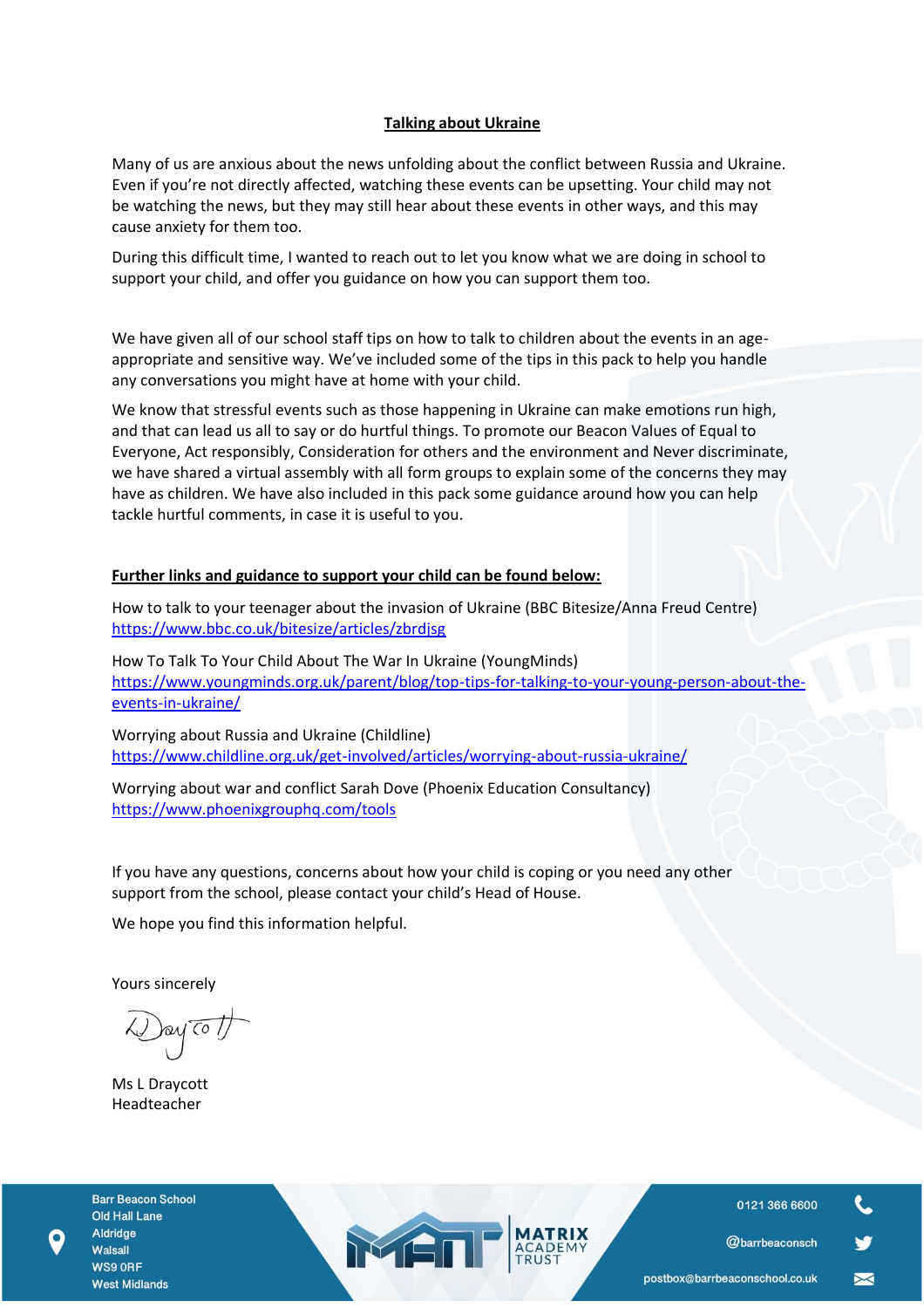## Talking about Ukraine

Many of us are anxious about the news unfolding about the conflict between Russia and Ukraine. Even if you're not directly affected, watching these events can be upsetting. Your child may not be watching the news, but they may still hear about these events in other ways, and this may cause anxiety for them too.

During this difficult time, I wanted to reach out to let you know what we are doing in school to support your child, and offer you guidance on how you can support them too.

We have given all of our school staff tips on how to talk to children about the events in an age-appropriate and sensitive way. We've included some of the tips in this pack to help you handle any conversations you might have at home with your child.

We know that stressful events such as those happening in Ukraine can make emotions run high, and that can lead us all to say or do hurtful things. To promote our Beacon Values of Equal to Everyone, Act responsibly, Consideration for others and the environment and Never discriminate, we have shared a virtual assembly with all form groups to explain some of the concerns they may have as children. We have also included in this pack some guidance around how you can help tackle hurtful comments, in case it is useful to you.

**Further links and guidance to support your child can be found below:**

How to talk to your teenager about the invasion of Ukraine (BBC Bitesize/Anna Freud Centre)
https://www.bbc.co.uk/bitesize/articles/zbrdjsg

How To Talk To Your Child About The War In Ukraine (YoungMinds)
https://www.youngminds.org.uk/parent/blog/top-tips-for-talking-to-your-young-person-about-the-events-in-ukraine/

Worrying about Russia and Ukraine (Childline)
https://www.childline.org.uk/get-involved/articles/worrying-about-russia-ukraine/

Worrying about war and conflict Sarah Dove (Phoenix Education Consultancy)
https://www.phoenixgrouphq.com/tools

If you have any questions, concerns about how your child is coping or you need any other support from the school, please contact your child's Head of House.

We hope you find this information helpful.

Yours sincerely

Ms L Draycott
Headteacher

Barr Beacon School
Old Hall Lane
Aldridge
Walsall
WS9 0RF
West Midlands

0121 366 6600
@barrbeaconsch
postbox@barrbeaconschool.co.uk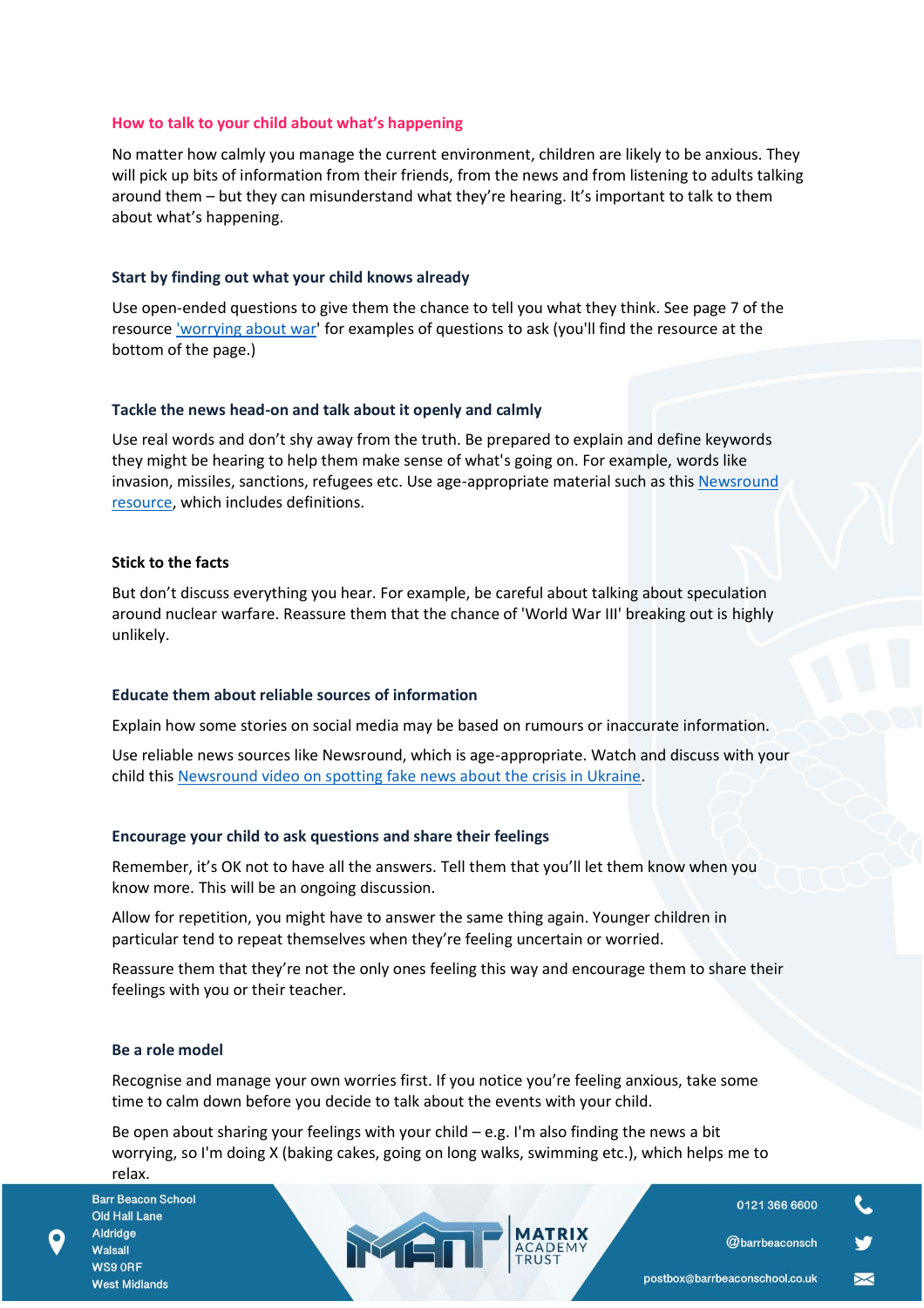## How to talk to your child about what's happening

No matter how calmly you manage the current environment, children are likely to be anxious. They will pick up bits of information from their friends, from the news and from listening to adults talking around them – but they can misunderstand what they're hearing. It's important to talk to them about what's happening.

### Start by finding out what your child knows already

Use open-ended questions to give them the chance to tell you what they think. See page 7 of the resource 'worrying about war' for examples of questions to ask (you'll find the resource at the bottom of the page.)

### Tackle the news head-on and talk about it openly and calmly

Use real words and don't shy away from the truth. Be prepared to explain and define keywords they might be hearing to help them make sense of what's going on. For example, words like invasion, missiles, sanctions, refugees etc. Use age-appropriate material such as this Newsround resource, which includes definitions.

### Stick to the facts

But don't discuss everything you hear. For example, be careful about talking about speculation around nuclear warfare. Reassure them that the chance of 'World War III' breaking out is highly unlikely.

### Educate them about reliable sources of information

Explain how some stories on social media may be based on rumours or inaccurate information.

Use reliable news sources like Newsround, which is age-appropriate. Watch and discuss with your child this Newsround video on spotting fake news about the crisis in Ukraine.

### Encourage your child to ask questions and share their feelings

Remember, it's OK not to have all the answers. Tell them that you'll let them know when you know more. This will be an ongoing discussion.

Allow for repetition, you might have to answer the same thing again. Younger children in particular tend to repeat themselves when they're feeling uncertain or worried.

Reassure them that they're not the only ones feeling this way and encourage them to share their feelings with you or their teacher.

### Be a role model

Recognise and manage your own worries first. If you notice you're feeling anxious, take some time to calm down before you decide to talk about the events with your child.

Be open about sharing your feelings with your child – e.g. I'm also finding the news a bit worrying, so I'm doing X (baking cakes, going on long walks, swimming etc.), which helps me to relax.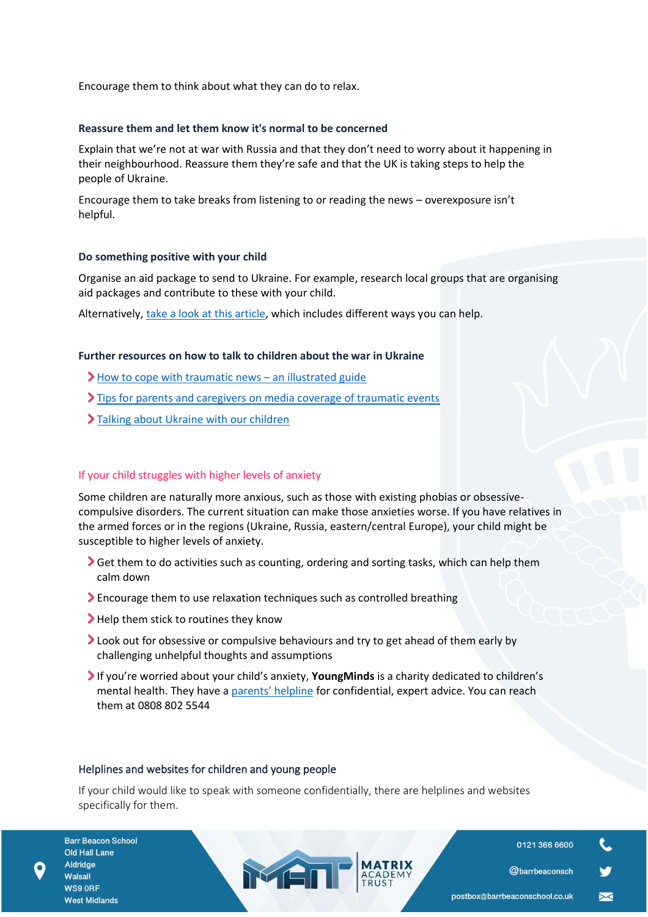Encourage them to think about what they can do to relax.

### Reassure them and let them know it's normal to be concerned

Explain that we're not at war with Russia and that they don't need to worry about it happening in their neighbourhood. Reassure them they're safe and that the UK is taking steps to help the people of Ukraine.

Encourage them to take breaks from listening to or reading the news – overexposure isn't helpful.

### Do something positive with your child

Organise an aid package to send to Ukraine. For example, research local groups that are organising aid packages and contribute to these with your child.

Alternatively, take a look at this article, which includes different ways you can help.

### Further resources on how to talk to children about the war in Ukraine

- How to cope with traumatic news – an illustrated guide
- Tips for parents and caregivers on media coverage of traumatic events
- Talking about Ukraine with our children

## If your child struggles with higher levels of anxiety

Some children are naturally more anxious, such as those with existing phobias or obsessive-compulsive disorders. The current situation can make those anxieties worse. If you have relatives in the armed forces or in the regions (Ukraine, Russia, eastern/central Europe), your child might be susceptible to higher levels of anxiety.

- Get them to do activities such as counting, ordering and sorting tasks, which can help them calm down
- Encourage them to use relaxation techniques such as controlled breathing
- Help them stick to routines they know
- Look out for obsessive or compulsive behaviours and try to get ahead of them early by challenging unhelpful thoughts and assumptions
- If you're worried about your child's anxiety, **YoungMinds** is a charity dedicated to children's mental health. They have a parents' helpline for confidential, expert advice. You can reach them at 0808 802 5544

## Helplines and websites for children and young people

If your child would like to speak with someone confidentially, there are helplines and websites specifically for them.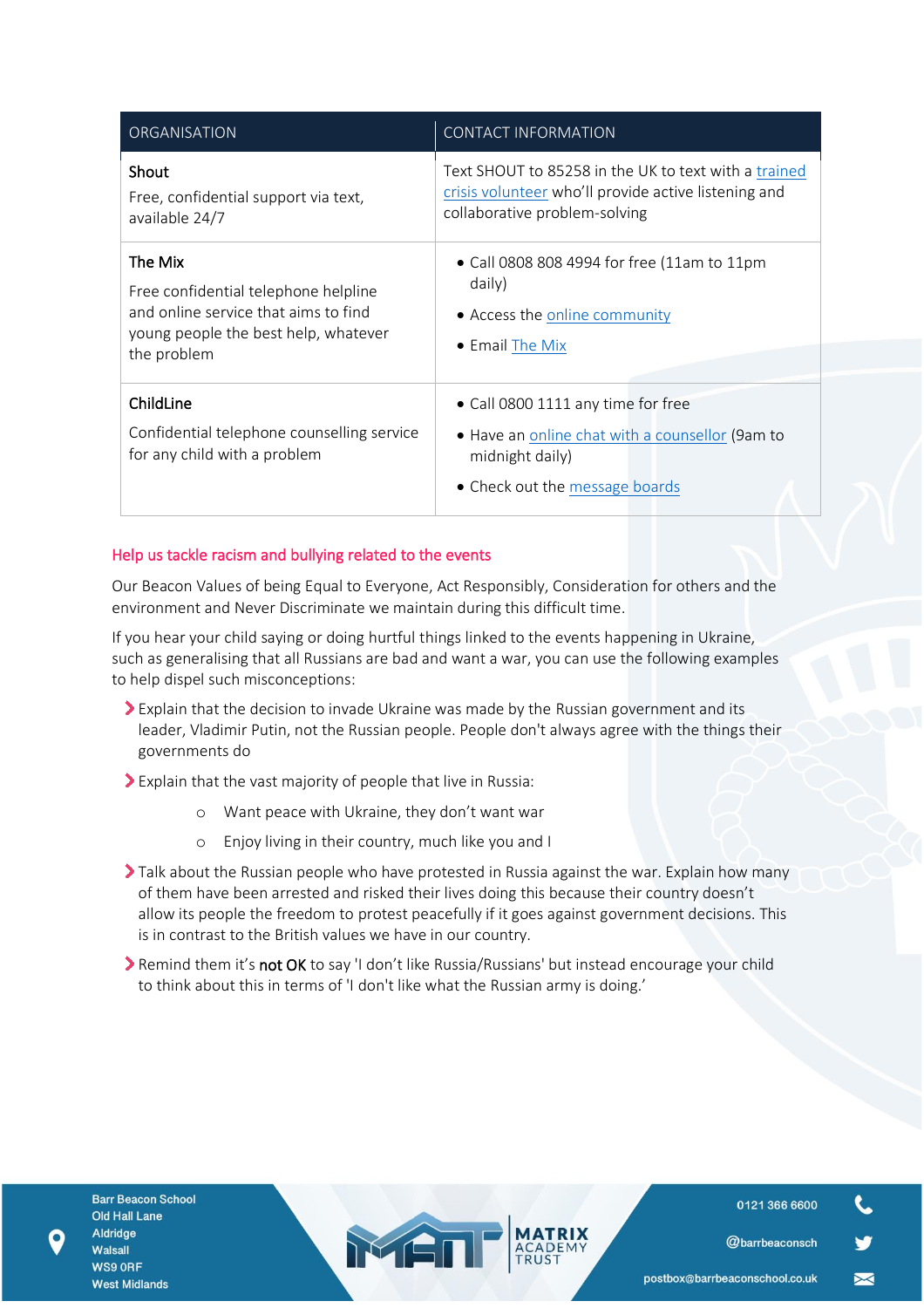| ORGANISATION | CONTACT INFORMATION |
|---|---|
| **Shout**<br>Free, confidential support via text, available 24/7 | Text SHOUT to 85258 in the UK to text with a trained crisis volunteer who'll provide active listening and collaborative problem-solving |
| **The Mix**<br>Free confidential telephone helpline and online service that aims to find young people the best help, whatever the problem | • Call 0808 808 4994 for free (11am to 11pm daily)<br>• Access the online community<br>• Email The Mix |
| **ChildLine**<br>Confidential telephone counselling service for any child with a problem | • Call 0800 1111 any time for free<br>• Have an online chat with a counsellor (9am to midnight daily)<br>• Check out the message boards |

## Help us tackle racism and bullying related to the events

Our Beacon Values of being Equal to Everyone, Act Responsibly, Consideration for others and the environment and Never Discriminate we maintain during this difficult time.

If you hear your child saying or doing hurtful things linked to the events happening in Ukraine, such as generalising that all Russians are bad and want a war, you can use the following examples to help dispel such misconceptions:

- Explain that the decision to invade Ukraine was made by the Russian government and its leader, Vladimir Putin, not the Russian people. People don't always agree with the things their governments do
- Explain that the vast majority of people that live in Russia:
  - Want peace with Ukraine, they don't want war
  - Enjoy living in their country, much like you and I
- Talk about the Russian people who have protested in Russia against the war. Explain how many of them have been arrested and risked their lives doing this because their country doesn't allow its people the freedom to protest peacefully if it goes against government decisions. This is in contrast to the British values we have in our country.
- Remind them it's **not OK** to say 'I don't like Russia/Russians' but instead encourage your child to think about this in terms of 'I don't like what the Russian army is doing.'